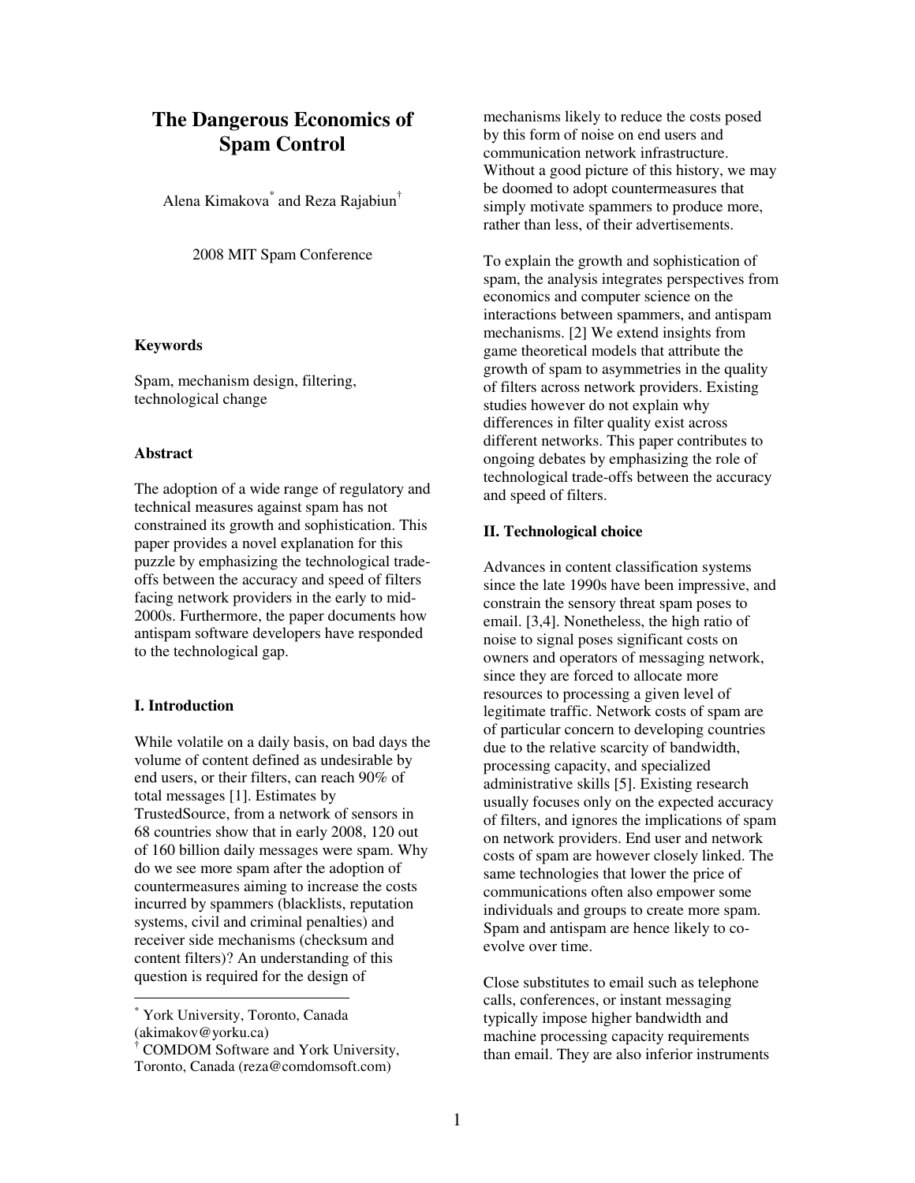# The Dangerous Economics of Spam Control

Alena Kimakova[*] and Reza Rajabiun[†]

2008 MIT Spam Conference

### Keywords

Spam, mechanism design, filtering, technological change

### Abstract

The adoption of a wide range of regulatory and technical measures against spam has not constrained its growth and sophistication. This paper provides a novel explanation for this puzzle by emphasizing the technological trade-offs between the accuracy and speed of filters facing network providers in the early to mid-2000s. Furthermore, the paper documents how antispam software developers have responded to the technological gap.

### I. Introduction

While volatile on a daily basis, on bad days the volume of content defined as undesirable by end users, or their filters, can reach 90% of total messages [1]. Estimates by TrustedSource, from a network of sensors in 68 countries show that in early 2008, 120 out of 160 billion daily messages were spam. Why do we see more spam after the adoption of countermeasures aiming to increase the costs incurred by spammers (blacklists, reputation systems, civil and criminal penalties) and receiver side mechanisms (checksum and content filters)? An understanding of this question is required for the design of mechanisms likely to reduce the costs posed by this form of noise on end users and communication network infrastructure. Without a good picture of this history, we may be doomed to adopt countermeasures that simply motivate spammers to produce more, rather than less, of their advertisements.

To explain the growth and sophistication of spam, the analysis integrates perspectives from economics and computer science on the interactions between spammers, and antispam mechanisms. [2] We extend insights from game theoretical models that attribute the growth of spam to asymmetries in the quality of filters across network providers. Existing studies however do not explain why differences in filter quality exist across different networks. This paper contributes to ongoing debates by emphasizing the role of technological trade-offs between the accuracy and speed of filters.

### II. Technological choice

Advances in content classification systems since the late 1990s have been impressive, and constrain the sensory threat spam poses to email. [3,4]. Nonetheless, the high ratio of noise to signal poses significant costs on owners and operators of messaging network, since they are forced to allocate more resources to processing a given level of legitimate traffic. Network costs of spam are of particular concern to developing countries due to the relative scarcity of bandwidth, processing capacity, and specialized administrative skills [5]. Existing research usually focuses only on the expected accuracy of filters, and ignores the implications of spam on network providers. End user and network costs of spam are however closely linked. The same technologies that lower the price of communications often also empower some individuals and groups to create more spam. Spam and antispam are hence likely to co-evolve over time.

Close substitutes to email such as telephone calls, conferences, or instant messaging typically impose higher bandwidth and machine processing capacity requirements than email. They are also inferior instruments

---

[*] York University, Toronto, Canada (akimakov@yorku.ca)

[†] COMDOM Software and York University, Toronto, Canada (reza@comdomsoft.com)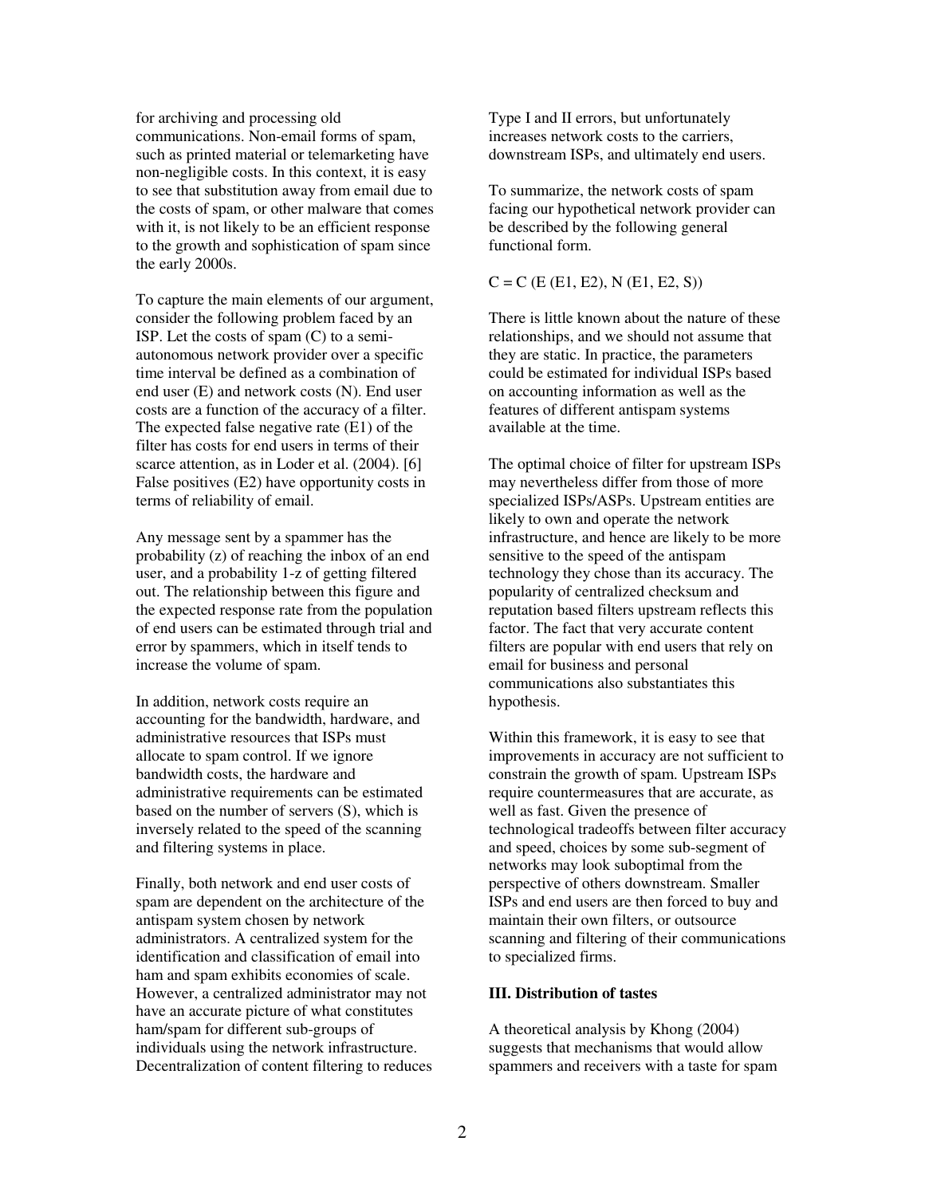for archiving and processing old communications. Non-email forms of spam, such as printed material or telemarketing have non-negligible costs. In this context, it is easy to see that substitution away from email due to the costs of spam, or other malware that comes with it, is not likely to be an efficient response to the growth and sophistication of spam since the early 2000s.

To capture the main elements of our argument, consider the following problem faced by an ISP. Let the costs of spam (C) to a semi-autonomous network provider over a specific time interval be defined as a combination of end user (E) and network costs (N). End user costs are a function of the accuracy of a filter. The expected false negative rate (E1) of the filter has costs for end users in terms of their scarce attention, as in Loder et al. (2004). [6] False positives (E2) have opportunity costs in terms of reliability of email.

Any message sent by a spammer has the probability (z) of reaching the inbox of an end user, and a probability 1-z of getting filtered out. The relationship between this figure and the expected response rate from the population of end users can be estimated through trial and error by spammers, which in itself tends to increase the volume of spam.

In addition, network costs require an accounting for the bandwidth, hardware, and administrative resources that ISPs must allocate to spam control. If we ignore bandwidth costs, the hardware and administrative requirements can be estimated based on the number of servers (S), which is inversely related to the speed of the scanning and filtering systems in place.

Finally, both network and end user costs of spam are dependent on the architecture of the antispam system chosen by network administrators. A centralized system for the identification and classification of email into ham and spam exhibits economies of scale. However, a centralized administrator may not have an accurate picture of what constitutes ham/spam for different sub-groups of individuals using the network infrastructure. Decentralization of content filtering to reduces Type I and II errors, but unfortunately increases network costs to the carriers, downstream ISPs, and ultimately end users.

To summarize, the network costs of spam facing our hypothetical network provider can be described by the following general functional form.

$$C = C\left(E(E1, E2), N(E1, E2, S)\right)$$

There is little known about the nature of these relationships, and we should not assume that they are static. In practice, the parameters could be estimated for individual ISPs based on accounting information as well as the features of different antispam systems available at the time.

The optimal choice of filter for upstream ISPs may nevertheless differ from those of more specialized ISPs/ASPs. Upstream entities are likely to own and operate the network infrastructure, and hence are likely to be more sensitive to the speed of the antispam technology they chose than its accuracy. The popularity of centralized checksum and reputation based filters upstream reflects this factor. The fact that very accurate content filters are popular with end users that rely on email for business and personal communications also substantiates this hypothesis.

Within this framework, it is easy to see that improvements in accuracy are not sufficient to constrain the growth of spam. Upstream ISPs require countermeasures that are accurate, as well as fast. Given the presence of technological tradeoffs between filter accuracy and speed, choices by some sub-segment of networks may look suboptimal from the perspective of others downstream. Smaller ISPs and end users are then forced to buy and maintain their own filters, or outsource scanning and filtering of their communications to specialized firms.

### III. Distribution of tastes

A theoretical analysis by Khong (2004) suggests that mechanisms that would allow spammers and receivers with a taste for spam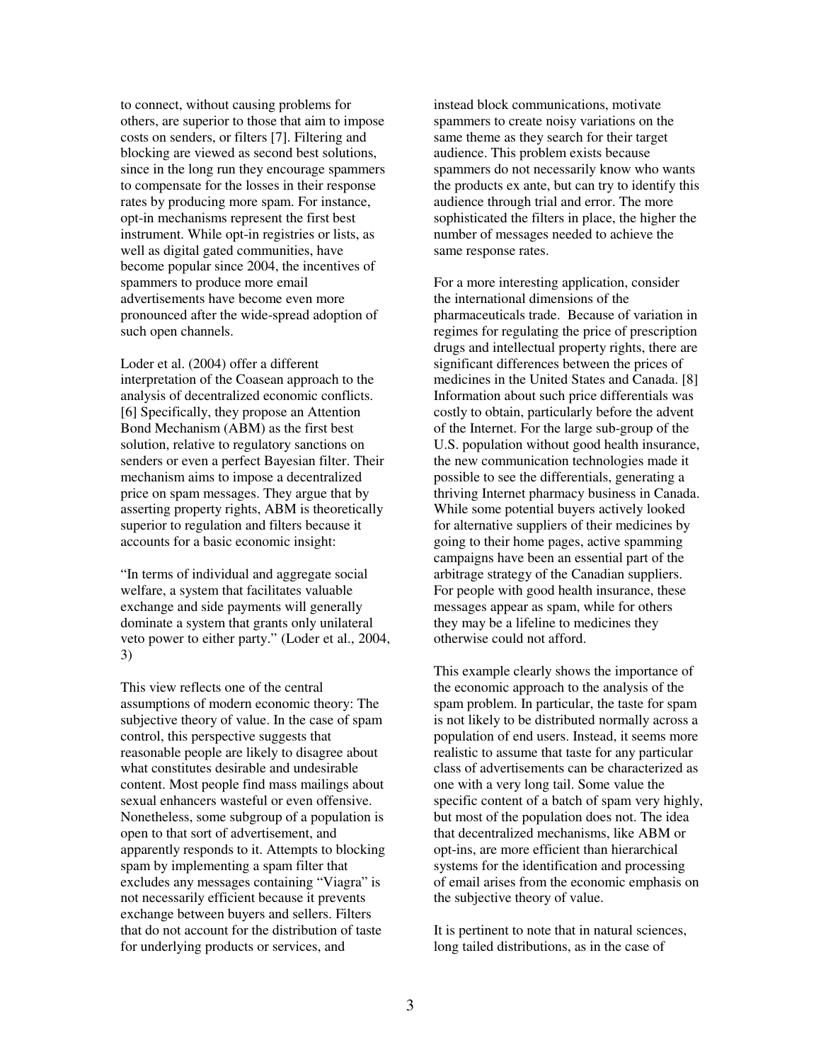to connect, without causing problems for others, are superior to those that aim to impose costs on senders, or filters [7]. Filtering and blocking are viewed as second best solutions, since in the long run they encourage spammers to compensate for the losses in their response rates by producing more spam. For instance, opt-in mechanisms represent the first best instrument. While opt-in registries or lists, as well as digital gated communities, have become popular since 2004, the incentives of spammers to produce more email advertisements have become even more pronounced after the wide-spread adoption of such open channels.

Loder et al. (2004) offer a different interpretation of the Coasean approach to the analysis of decentralized economic conflicts. [6] Specifically, they propose an Attention Bond Mechanism (ABM) as the first best solution, relative to regulatory sanctions on senders or even a perfect Bayesian filter. Their mechanism aims to impose a decentralized price on spam messages. They argue that by asserting property rights, ABM is theoretically superior to regulation and filters because it accounts for a basic economic insight:

"In terms of individual and aggregate social welfare, a system that facilitates valuable exchange and side payments will generally dominate a system that grants only unilateral veto power to either party." (Loder et al., 2004, 3)

This view reflects one of the central assumptions of modern economic theory: The subjective theory of value. In the case of spam control, this perspective suggests that reasonable people are likely to disagree about what constitutes desirable and undesirable content. Most people find mass mailings about sexual enhancers wasteful or even offensive. Nonetheless, some subgroup of a population is open to that sort of advertisement, and apparently responds to it. Attempts to blocking spam by implementing a spam filter that excludes any messages containing "Viagra" is not necessarily efficient because it prevents exchange between buyers and sellers. Filters that do not account for the distribution of taste for underlying products or services, and instead block communications, motivate spammers to create noisy variations on the same theme as they search for their target audience. This problem exists because spammers do not necessarily know who wants the products ex ante, but can try to identify this audience through trial and error. The more sophisticated the filters in place, the higher the number of messages needed to achieve the same response rates.

For a more interesting application, consider the international dimensions of the pharmaceuticals trade. Because of variation in regimes for regulating the price of prescription drugs and intellectual property rights, there are significant differences between the prices of medicines in the United States and Canada. [8] Information about such price differentials was costly to obtain, particularly before the advent of the Internet. For the large sub-group of the U.S. population without good health insurance, the new communication technologies made it possible to see the differentials, generating a thriving Internet pharmacy business in Canada. While some potential buyers actively looked for alternative suppliers of their medicines by going to their home pages, active spamming campaigns have been an essential part of the arbitrage strategy of the Canadian suppliers. For people with good health insurance, these messages appear as spam, while for others they may be a lifeline to medicines they otherwise could not afford.

This example clearly shows the importance of the economic approach to the analysis of the spam problem. In particular, the taste for spam is not likely to be distributed normally across a population of end users. Instead, it seems more realistic to assume that taste for any particular class of advertisements can be characterized as one with a very long tail. Some value the specific content of a batch of spam very highly, but most of the population does not. The idea that decentralized mechanisms, like ABM or opt-ins, are more efficient than hierarchical systems for the identification and processing of email arises from the economic emphasis on the subjective theory of value.

It is pertinent to note that in natural sciences, long tailed distributions, as in the case of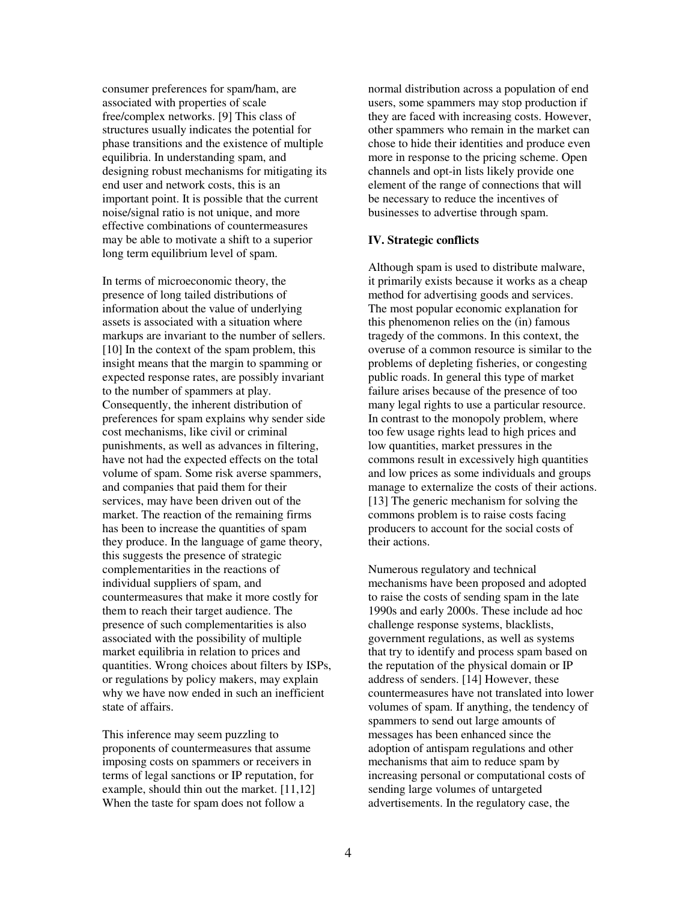consumer preferences for spam/ham, are associated with properties of scale free/complex networks. [9] This class of structures usually indicates the potential for phase transitions and the existence of multiple equilibria. In understanding spam, and designing robust mechanisms for mitigating its end user and network costs, this is an important point. It is possible that the current noise/signal ratio is not unique, and more effective combinations of countermeasures may be able to motivate a shift to a superior long term equilibrium level of spam.

In terms of microeconomic theory, the presence of long tailed distributions of information about the value of underlying assets is associated with a situation where markups are invariant to the number of sellers. [10] In the context of the spam problem, this insight means that the margin to spamming or expected response rates, are possibly invariant to the number of spammers at play. Consequently, the inherent distribution of preferences for spam explains why sender side cost mechanisms, like civil or criminal punishments, as well as advances in filtering, have not had the expected effects on the total volume of spam. Some risk averse spammers, and companies that paid them for their services, may have been driven out of the market. The reaction of the remaining firms has been to increase the quantities of spam they produce. In the language of game theory, this suggests the presence of strategic complementarities in the reactions of individual suppliers of spam, and countermeasures that make it more costly for them to reach their target audience. The presence of such complementarities is also associated with the possibility of multiple market equilibria in relation to prices and quantities. Wrong choices about filters by ISPs, or regulations by policy makers, may explain why we have now ended in such an inefficient state of affairs.

This inference may seem puzzling to proponents of countermeasures that assume imposing costs on spammers or receivers in terms of legal sanctions or IP reputation, for example, should thin out the market. [11,12] When the taste for spam does not follow a normal distribution across a population of end users, some spammers may stop production if they are faced with increasing costs. However, other spammers who remain in the market can chose to hide their identities and produce even more in response to the pricing scheme. Open channels and opt-in lists likely provide one element of the range of connections that will be necessary to reduce the incentives of businesses to advertise through spam.

## IV. Strategic conflicts

Although spam is used to distribute malware, it primarily exists because it works as a cheap method for advertising goods and services. The most popular economic explanation for this phenomenon relies on the (in) famous tragedy of the commons. In this context, the overuse of a common resource is similar to the problems of depleting fisheries, or congesting public roads. In general this type of market failure arises because of the presence of too many legal rights to use a particular resource. In contrast to the monopoly problem, where too few usage rights lead to high prices and low quantities, market pressures in the commons result in excessively high quantities and low prices as some individuals and groups manage to externalize the costs of their actions. [13] The generic mechanism for solving the commons problem is to raise costs facing producers to account for the social costs of their actions.

Numerous regulatory and technical mechanisms have been proposed and adopted to raise the costs of sending spam in the late 1990s and early 2000s. These include ad hoc challenge response systems, blacklists, government regulations, as well as systems that try to identify and process spam based on the reputation of the physical domain or IP address of senders. [14] However, these countermeasures have not translated into lower volumes of spam. If anything, the tendency of spammers to send out large amounts of messages has been enhanced since the adoption of antispam regulations and other mechanisms that aim to reduce spam by increasing personal or computational costs of sending large volumes of untargeted advertisements. In the regulatory case, the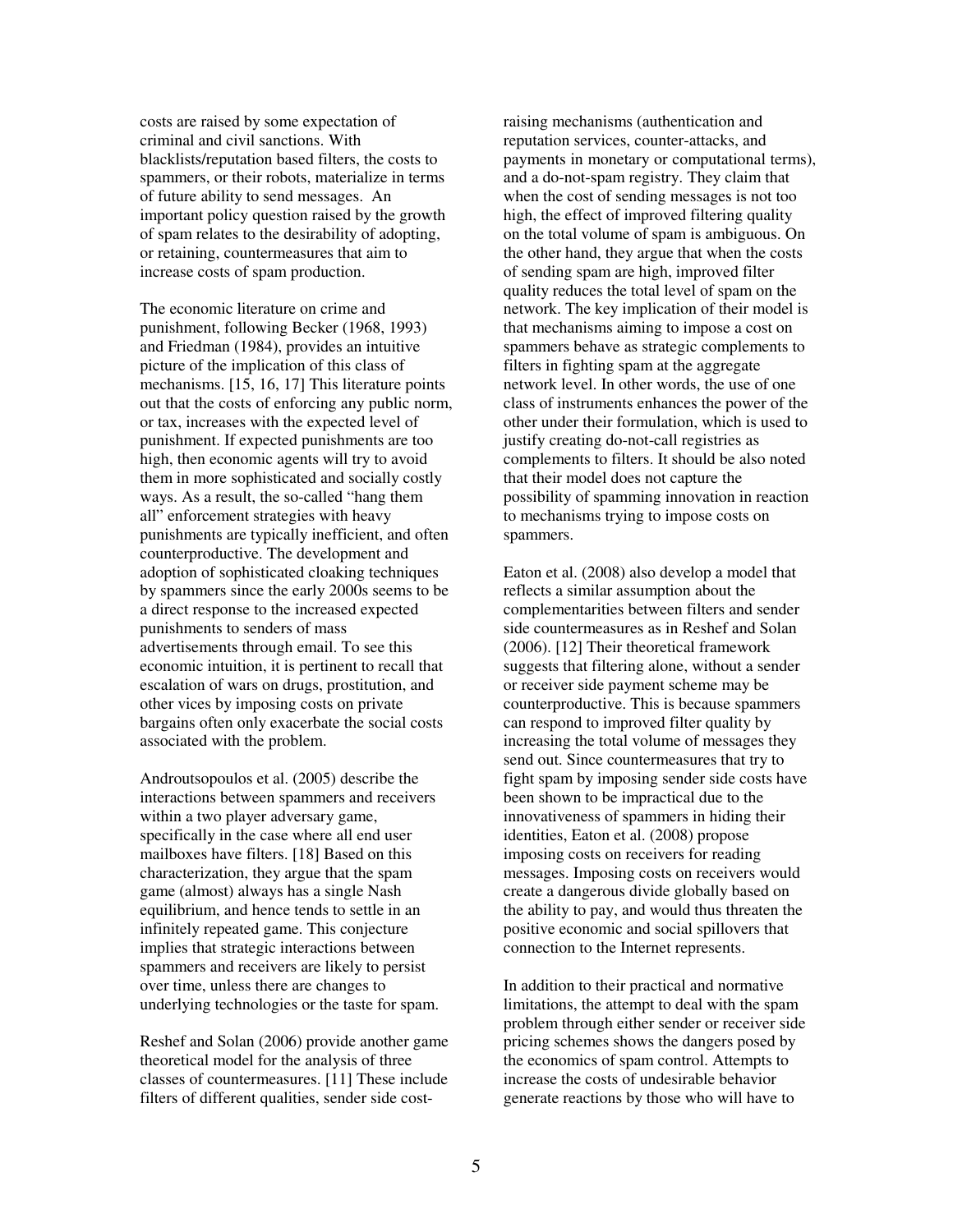costs are raised by some expectation of criminal and civil sanctions. With blacklists/reputation based filters, the costs to spammers, or their robots, materialize in terms of future ability to send messages. An important policy question raised by the growth of spam relates to the desirability of adopting, or retaining, countermeasures that aim to increase costs of spam production.

The economic literature on crime and punishment, following Becker (1968, 1993) and Friedman (1984), provides an intuitive picture of the implication of this class of mechanisms. [15, 16, 17] This literature points out that the costs of enforcing any public norm, or tax, increases with the expected level of punishment. If expected punishments are too high, then economic agents will try to avoid them in more sophisticated and socially costly ways. As a result, the so-called "hang them all" enforcement strategies with heavy punishments are typically inefficient, and often counterproductive. The development and adoption of sophisticated cloaking techniques by spammers since the early 2000s seems to be a direct response to the increased expected punishments to senders of mass advertisements through email. To see this economic intuition, it is pertinent to recall that escalation of wars on drugs, prostitution, and other vices by imposing costs on private bargains often only exacerbate the social costs associated with the problem.

Androutsopoulos et al. (2005) describe the interactions between spammers and receivers within a two player adversary game, specifically in the case where all end user mailboxes have filters. [18] Based on this characterization, they argue that the spam game (almost) always has a single Nash equilibrium, and hence tends to settle in an infinitely repeated game. This conjecture implies that strategic interactions between spammers and receivers are likely to persist over time, unless there are changes to underlying technologies or the taste for spam.

Reshef and Solan (2006) provide another game theoretical model for the analysis of three classes of countermeasures. [11] These include filters of different qualities, sender side cost-raising mechanisms (authentication and reputation services, counter-attacks, and payments in monetary or computational terms), and a do-not-spam registry. They claim that when the cost of sending messages is not too high, the effect of improved filtering quality on the total volume of spam is ambiguous. On the other hand, they argue that when the costs of sending spam are high, improved filter quality reduces the total level of spam on the network. The key implication of their model is that mechanisms aiming to impose a cost on spammers behave as strategic complements to filters in fighting spam at the aggregate network level. In other words, the use of one class of instruments enhances the power of the other under their formulation, which is used to justify creating do-not-call registries as complements to filters. It should be also noted that their model does not capture the possibility of spamming innovation in reaction to mechanisms trying to impose costs on spammers.

Eaton et al. (2008) also develop a model that reflects a similar assumption about the complementarities between filters and sender side countermeasures as in Reshef and Solan (2006). [12] Their theoretical framework suggests that filtering alone, without a sender or receiver side payment scheme may be counterproductive. This is because spammers can respond to improved filter quality by increasing the total volume of messages they send out. Since countermeasures that try to fight spam by imposing sender side costs have been shown to be impractical due to the innovativeness of spammers in hiding their identities, Eaton et al. (2008) propose imposing costs on receivers for reading messages. Imposing costs on receivers would create a dangerous divide globally based on the ability to pay, and would thus threaten the positive economic and social spillovers that connection to the Internet represents.

In addition to their practical and normative limitations, the attempt to deal with the spam problem through either sender or receiver side pricing schemes shows the dangers posed by the economics of spam control. Attempts to increase the costs of undesirable behavior generate reactions by those who will have to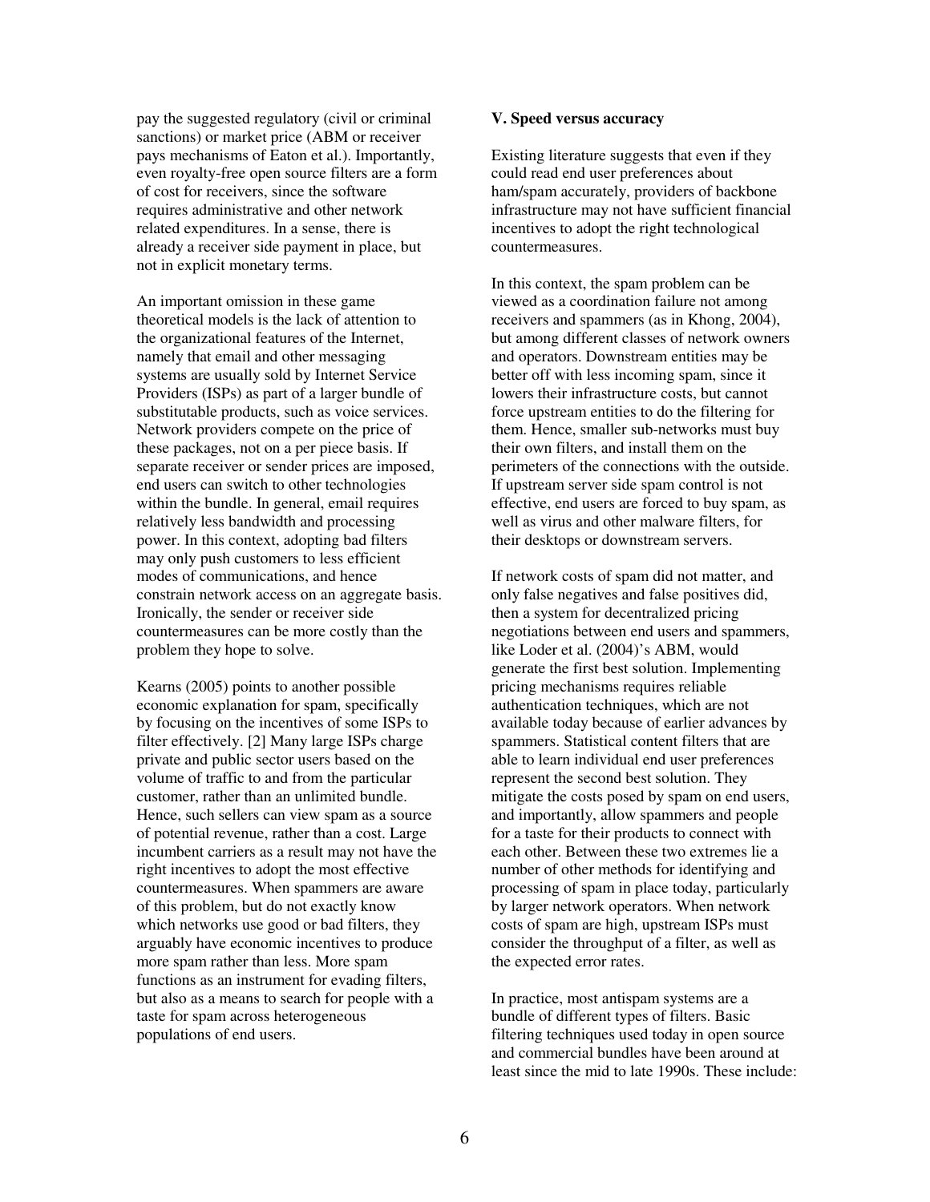pay the suggested regulatory (civil or criminal sanctions) or market price (ABM or receiver pays mechanisms of Eaton et al.). Importantly, even royalty-free open source filters are a form of cost for receivers, since the software requires administrative and other network related expenditures. In a sense, there is already a receiver side payment in place, but not in explicit monetary terms.

An important omission in these game theoretical models is the lack of attention to the organizational features of the Internet, namely that email and other messaging systems are usually sold by Internet Service Providers (ISPs) as part of a larger bundle of substitutable products, such as voice services. Network providers compete on the price of these packages, not on a per piece basis. If separate receiver or sender prices are imposed, end users can switch to other technologies within the bundle. In general, email requires relatively less bandwidth and processing power. In this context, adopting bad filters may only push customers to less efficient modes of communications, and hence constrain network access on an aggregate basis. Ironically, the sender or receiver side countermeasures can be more costly than the problem they hope to solve.

Kearns (2005) points to another possible economic explanation for spam, specifically by focusing on the incentives of some ISPs to filter effectively. [2] Many large ISPs charge private and public sector users based on the volume of traffic to and from the particular customer, rather than an unlimited bundle. Hence, such sellers can view spam as a source of potential revenue, rather than a cost. Large incumbent carriers as a result may not have the right incentives to adopt the most effective countermeasures. When spammers are aware of this problem, but do not exactly know which networks use good or bad filters, they arguably have economic incentives to produce more spam rather than less. More spam functions as an instrument for evading filters, but also as a means to search for people with a taste for spam across heterogeneous populations of end users.

## V. Speed versus accuracy

Existing literature suggests that even if they could read end user preferences about ham/spam accurately, providers of backbone infrastructure may not have sufficient financial incentives to adopt the right technological countermeasures.

In this context, the spam problem can be viewed as a coordination failure not among receivers and spammers (as in Khong, 2004), but among different classes of network owners and operators. Downstream entities may be better off with less incoming spam, since it lowers their infrastructure costs, but cannot force upstream entities to do the filtering for them. Hence, smaller sub-networks must buy their own filters, and install them on the perimeters of the connections with the outside. If upstream server side spam control is not effective, end users are forced to buy spam, as well as virus and other malware filters, for their desktops or downstream servers.

If network costs of spam did not matter, and only false negatives and false positives did, then a system for decentralized pricing negotiations between end users and spammers, like Loder et al. (2004)'s ABM, would generate the first best solution. Implementing pricing mechanisms requires reliable authentication techniques, which are not available today because of earlier advances by spammers. Statistical content filters that are able to learn individual end user preferences represent the second best solution. They mitigate the costs posed by spam on end users, and importantly, allow spammers and people for a taste for their products to connect with each other. Between these two extremes lie a number of other methods for identifying and processing of spam in place today, particularly by larger network operators. When network costs of spam are high, upstream ISPs must consider the throughput of a filter, as well as the expected error rates.

In practice, most antispam systems are a bundle of different types of filters. Basic filtering techniques used today in open source and commercial bundles have been around at least since the mid to late 1990s. These include: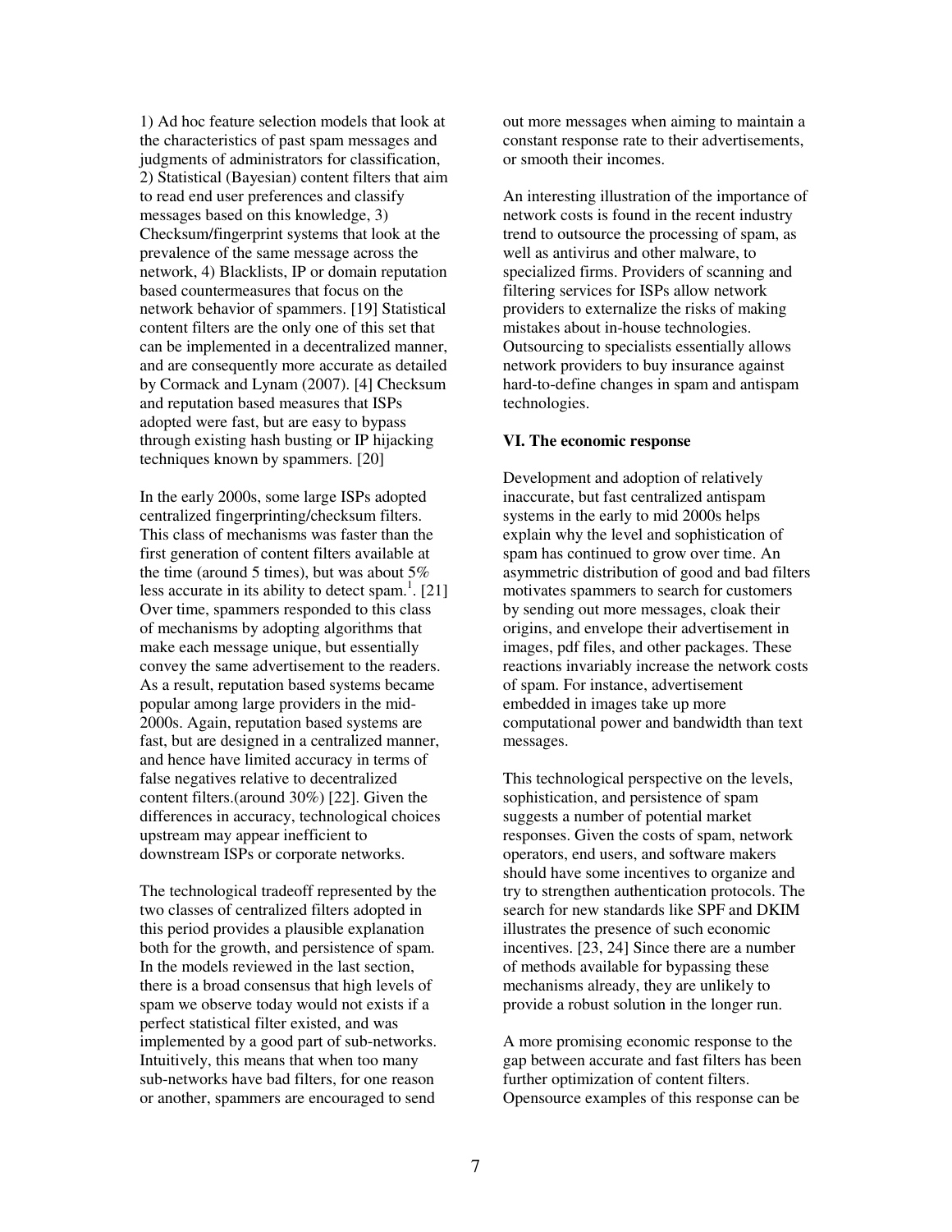1) Ad hoc feature selection models that look at the characteristics of past spam messages and judgments of administrators for classification, 2) Statistical (Bayesian) content filters that aim to read end user preferences and classify messages based on this knowledge, 3) Checksum/fingerprint systems that look at the prevalence of the same message across the network, 4) Blacklists, IP or domain reputation based countermeasures that focus on the network behavior of spammers. [19] Statistical content filters are the only one of this set that can be implemented in a decentralized manner, and are consequently more accurate as detailed by Cormack and Lynam (2007). [4] Checksum and reputation based measures that ISPs adopted were fast, but are easy to bypass through existing hash busting or IP hijacking techniques known by spammers. [20]

In the early 2000s, some large ISPs adopted centralized fingerprinting/checksum filters. This class of mechanisms was faster than the first generation of content filters available at the time (around 5 times), but was about 5% less accurate in its ability to detect spam.[1]. [21] Over time, spammers responded to this class of mechanisms by adopting algorithms that make each message unique, but essentially convey the same advertisement to the readers. As a result, reputation based systems became popular among large providers in the mid-2000s. Again, reputation based systems are fast, but are designed in a centralized manner, and hence have limited accuracy in terms of false negatives relative to decentralized content filters.(around 30%) [22]. Given the differences in accuracy, technological choices upstream may appear inefficient to downstream ISPs or corporate networks.

The technological tradeoff represented by the two classes of centralized filters adopted in this period provides a plausible explanation both for the growth, and persistence of spam. In the models reviewed in the last section, there is a broad consensus that high levels of spam we observe today would not exists if a perfect statistical filter existed, and was implemented by a good part of sub-networks. Intuitively, this means that when too many sub-networks have bad filters, for one reason or another, spammers are encouraged to send out more messages when aiming to maintain a constant response rate to their advertisements, or smooth their incomes.

An interesting illustration of the importance of network costs is found in the recent industry trend to outsource the processing of spam, as well as antivirus and other malware, to specialized firms. Providers of scanning and filtering services for ISPs allow network providers to externalize the risks of making mistakes about in-house technologies. Outsourcing to specialists essentially allows network providers to buy insurance against hard-to-define changes in spam and antispam technologies.

**VI. The economic response**

Development and adoption of relatively inaccurate, but fast centralized antispam systems in the early to mid 2000s helps explain why the level and sophistication of spam has continued to grow over time. An asymmetric distribution of good and bad filters motivates spammers to search for customers by sending out more messages, cloak their origins, and envelope their advertisement in images, pdf files, and other packages. These reactions invariably increase the network costs of spam. For instance, advertisement embedded in images take up more computational power and bandwidth than text messages.

This technological perspective on the levels, sophistication, and persistence of spam suggests a number of potential market responses. Given the costs of spam, network operators, end users, and software makers should have some incentives to organize and try to strengthen authentication protocols. The search for new standards like SPF and DKIM illustrates the presence of such economic incentives. [23, 24] Since there are a number of methods available for bypassing these mechanisms already, they are unlikely to provide a robust solution in the longer run.

A more promising economic response to the gap between accurate and fast filters has been further optimization of content filters. Opensource examples of this response can be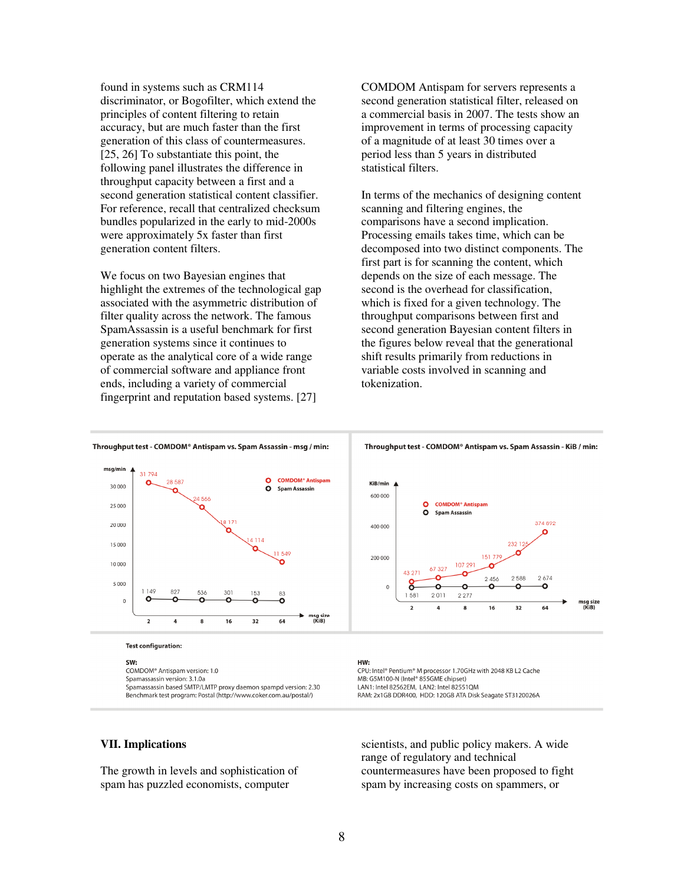found in systems such as CRM114 discriminator, or Bogofilter, which extend the principles of content filtering to retain accuracy, but are much faster than the first generation of this class of countermeasures. [25, 26] To substantiate this point, the following panel illustrates the difference in throughput capacity between a first and a second generation statistical content classifier. For reference, recall that centralized checksum bundles popularized in the early to mid-2000s were approximately 5x faster than first generation content filters.

We focus on two Bayesian engines that highlight the extremes of the technological gap associated with the asymmetric distribution of filter quality across the network. The famous SpamAssassin is a useful benchmark for first generation systems since it continues to operate as the analytical core of a wide range of commercial software and appliance front ends, including a variety of commercial fingerprint and reputation based systems. [27]

COMDOM Antispam for servers represents a second generation statistical filter, released on a commercial basis in 2007. The tests show an improvement in terms of processing capacity of a magnitude of at least 30 times over a period less than 5 years in distributed statistical filters.

In terms of the mechanics of designing content scanning and filtering engines, the comparisons have a second implication. Processing emails takes time, which can be decomposed into two distinct components. The first part is for scanning the content, which depends on the size of each message. The second is the overhead for classification, which is fixed for a given technology. The throughput comparisons between first and second generation Bayesian content filters in the figures below reveal that the generational shift results primarily from reductions in variable costs involved in scanning and tokenization.

**Throughput test - COMDOM® Antispam vs. Spam Assassin - msg / min:**

| msg size (KiB) | 2 | 4 | 8 | 16 | 32 | 64 |
|---|---|---|---|---|---|---|
| COMDOM® Antispam | 31 794 | 28 587 | 24 566 | 18 171 | 14 114 | 11 549 |
| Spam Assassin | 1 149 | 827 | 536 | 301 | 153 | 83 |

**Throughput test - COMDOM® Antispam vs. Spam Assassin - KiB / min:**

| msg size (KiB) | 2 | 4 | 8 | 16 | 32 | 64 |
|---|---|---|---|---|---|---|
| COMDOM® Antispam | 43 271 | 67 327 | 107 291 | 151 779 | 232 125 | 374 892 |
| Spam Assassin | 1 581 | 2 011 | 2 277 | 2 456 | 2 588 | 2 674 |

**Test configuration:**

**SW:**
COMDOM® Antispam version: 1.0
Spamassassin version: 3.1.0a
Spamassassin based SMTP/LMTP proxy daemon spampd version: 2.30
Benchmark test program: Postal (http://www.coker.com.au/postal/)

**HW:**
CPU: Intel® Pentium® M processor 1.70GHz with 2048 KB L2 Cache
MB: G5M100-N (Intel® 855GME chipset)
LAN1: Intel 82562EM, LAN2: Intel 82551QM
RAM: 2x1GB DDR400, HDD: 120GB ATA Disk Seagate ST3120026A

## VII. Implications

The growth in levels and sophistication of spam has puzzled economists, computer scientists, and public policy makers. A wide range of regulatory and technical countermeasures have been proposed to fight spam by increasing costs on spammers, or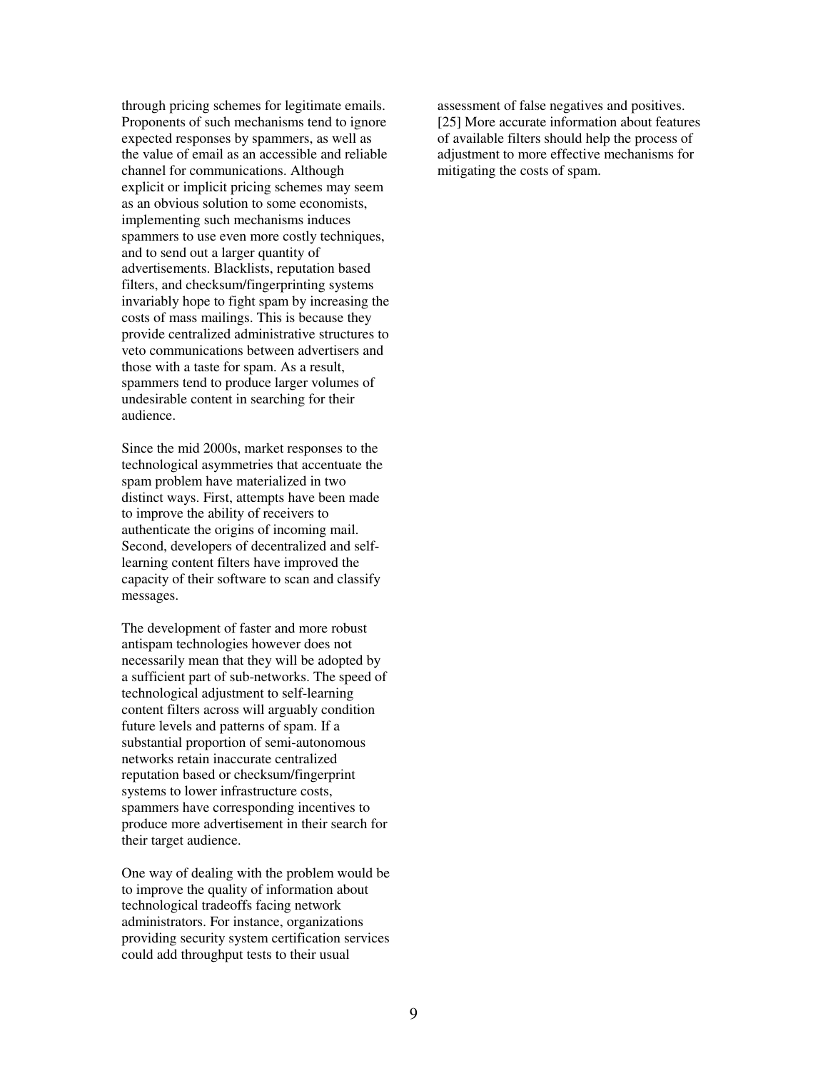through pricing schemes for legitimate emails. Proponents of such mechanisms tend to ignore expected responses by spammers, as well as the value of email as an accessible and reliable channel for communications. Although explicit or implicit pricing schemes may seem as an obvious solution to some economists, implementing such mechanisms induces spammers to use even more costly techniques, and to send out a larger quantity of advertisements. Blacklists, reputation based filters, and checksum/fingerprinting systems invariably hope to fight spam by increasing the costs of mass mailings. This is because they provide centralized administrative structures to veto communications between advertisers and those with a taste for spam. As a result, spammers tend to produce larger volumes of undesirable content in searching for their audience.

Since the mid 2000s, market responses to the technological asymmetries that accentuate the spam problem have materialized in two distinct ways. First, attempts have been made to improve the ability of receivers to authenticate the origins of incoming mail. Second, developers of decentralized and self-learning content filters have improved the capacity of their software to scan and classify messages.

The development of faster and more robust antispam technologies however does not necessarily mean that they will be adopted by a sufficient part of sub-networks. The speed of technological adjustment to self-learning content filters across will arguably condition future levels and patterns of spam. If a substantial proportion of semi-autonomous networks retain inaccurate centralized reputation based or checksum/fingerprint systems to lower infrastructure costs, spammers have corresponding incentives to produce more advertisement in their search for their target audience.

One way of dealing with the problem would be to improve the quality of information about technological tradeoffs facing network administrators. For instance, organizations providing security system certification services could add throughput tests to their usual assessment of false negatives and positives. [25] More accurate information about features of available filters should help the process of adjustment to more effective mechanisms for mitigating the costs of spam.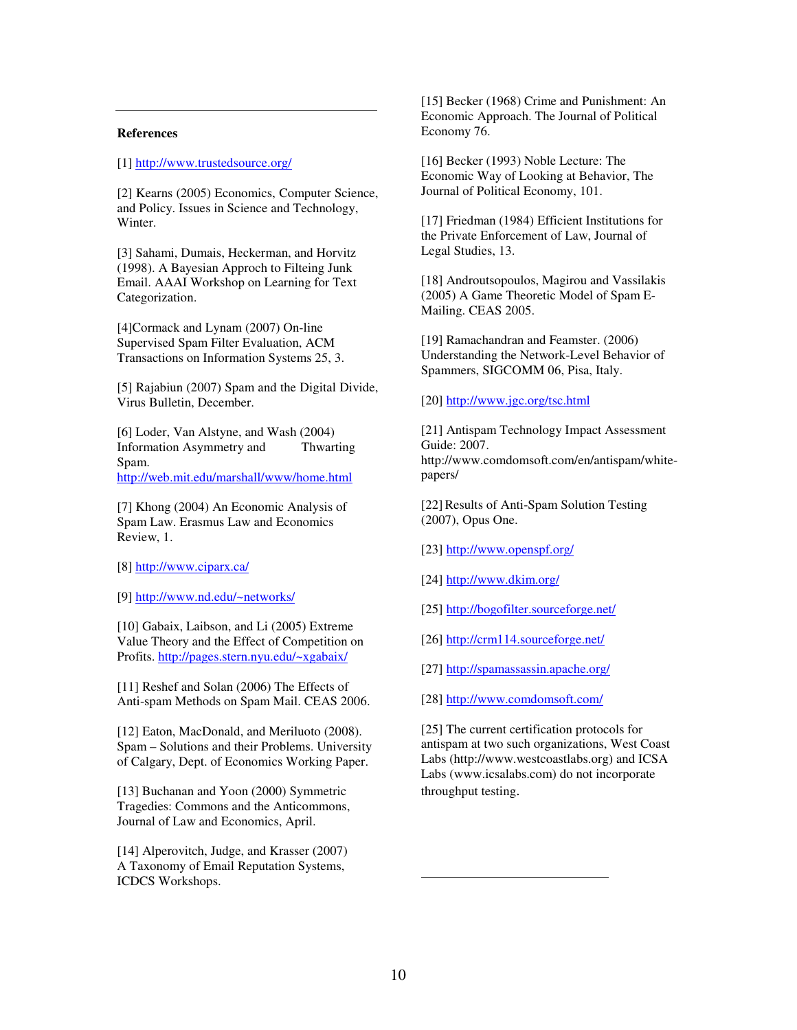## References

[1] http://www.trustedsource.org/

[2] Kearns (2005) Economics, Computer Science, and Policy. Issues in Science and Technology, Winter.

[3] Sahami, Dumais, Heckerman, and Horvitz (1998). A Bayesian Approch to Filteing Junk Email. AAAI Workshop on Learning for Text Categorization.

[4]Cormack and Lynam (2007) On-line Supervised Spam Filter Evaluation, ACM Transactions on Information Systems 25, 3.

[5] Rajabiun (2007) Spam and the Digital Divide, Virus Bulletin, December.

[6] Loder, Van Alstyne, and Wash (2004) Information Asymmetry and Thwarting Spam. http://web.mit.edu/marshall/www/home.html

[7] Khong (2004) An Economic Analysis of Spam Law. Erasmus Law and Economics Review, 1.

[8] http://www.ciparx.ca/

[9] http://www.nd.edu/~networks/

[10] Gabaix, Laibson, and Li (2005) Extreme Value Theory and the Effect of Competition on Profits. http://pages.stern.nyu.edu/~xgabaix/

[11] Reshef and Solan (2006) The Effects of Anti-spam Methods on Spam Mail. CEAS 2006.

[12] Eaton, MacDonald, and Meriluoto (2008). Spam – Solutions and their Problems. University of Calgary, Dept. of Economics Working Paper.

[13] Buchanan and Yoon (2000) Symmetric Tragedies: Commons and the Anticommons, Journal of Law and Economics, April.

[14] Alperovitch, Judge, and Krasser (2007) A Taxonomy of Email Reputation Systems, ICDCS Workshops.

[15] Becker (1968) Crime and Punishment: An Economic Approach. The Journal of Political Economy 76.

[16] Becker (1993) Noble Lecture: The Economic Way of Looking at Behavior, The Journal of Political Economy, 101.

[17] Friedman (1984) Efficient Institutions for the Private Enforcement of Law, Journal of Legal Studies, 13.

[18] Androutsopoulos, Magirou and Vassilakis (2005) A Game Theoretic Model of Spam E-Mailing. CEAS 2005.

[19] Ramachandran and Feamster. (2006) Understanding the Network-Level Behavior of Spammers, SIGCOMM 06, Pisa, Italy.

[20] http://www.jgc.org/tsc.html

[21] Antispam Technology Impact Assessment Guide: 2007. http://www.comdomsoft.com/en/antispam/white-papers/

[22] Results of Anti-Spam Solution Testing (2007), Opus One.

[23] http://www.openspf.org/

[24] http://www.dkim.org/

[25] http://bogofilter.sourceforge.net/

[26] http://crm114.sourceforge.net/

[27] http://spamassassin.apache.org/

[28] http://www.comdomsoft.com/

[25] The current certification protocols for antispam at two such organizations, West Coast Labs (http://www.westcoastlabs.org) and ICSA Labs (www.icsalabs.com) do not incorporate throughput testing.